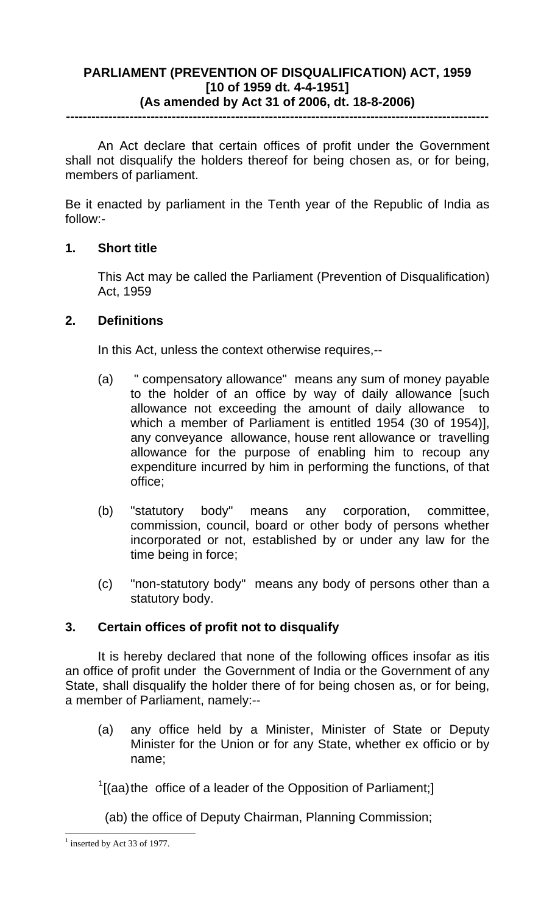# PARLIAMENT (PREVENTION OF DISQUALIFICATION) ACT, 1959
## [10 of 1959 dt. 4-4-1951]
## (As amended by Act 31 of 2006, dt. 18-8-2006)

---

An Act declare that certain offices of profit under the Government shall not disqualify the holders thereof for being chosen as, or for being, members of parliament.

Be it enacted by parliament in the Tenth year of the Republic of India as follow:-

### 1. Short title

This Act may be called the Parliament (Prevention of Disqualification) Act, 1959

### 2. Definitions

In this Act, unless the context otherwise requires,--

(a) " compensatory allowance" means any sum of money payable to the holder of an office by way of daily allowance [such allowance not exceeding the amount of daily allowance to which a member of Parliament is entitled 1954 (30 of 1954)], any conveyance allowance, house rent allowance or travelling allowance for the purpose of enabling him to recoup any expenditure incurred by him in performing the functions, of that office;

(b) "statutory body" means any corporation, committee, commission, council, board or other body of persons whether incorporated or not, established by or under any law for the time being in force;

(c) "non-statutory body" means any body of persons other than a statutory body.

### 3. Certain offices of profit not to disqualify

It is hereby declared that none of the following offices insofar as itis an office of profit under the Government of India or the Government of any State, shall disqualify the holder there of for being chosen as, or for being, a member of Parliament, namely:--

(a) any office held by a Minister, Minister of State or Deputy Minister for the Union or for any State, whether ex officio or by name;

[1][(aa) the office of a leader of the Opposition of Parliament;]

(ab) the office of Deputy Chairman, Planning Commission;

---

[1] inserted by Act 33 of 1977.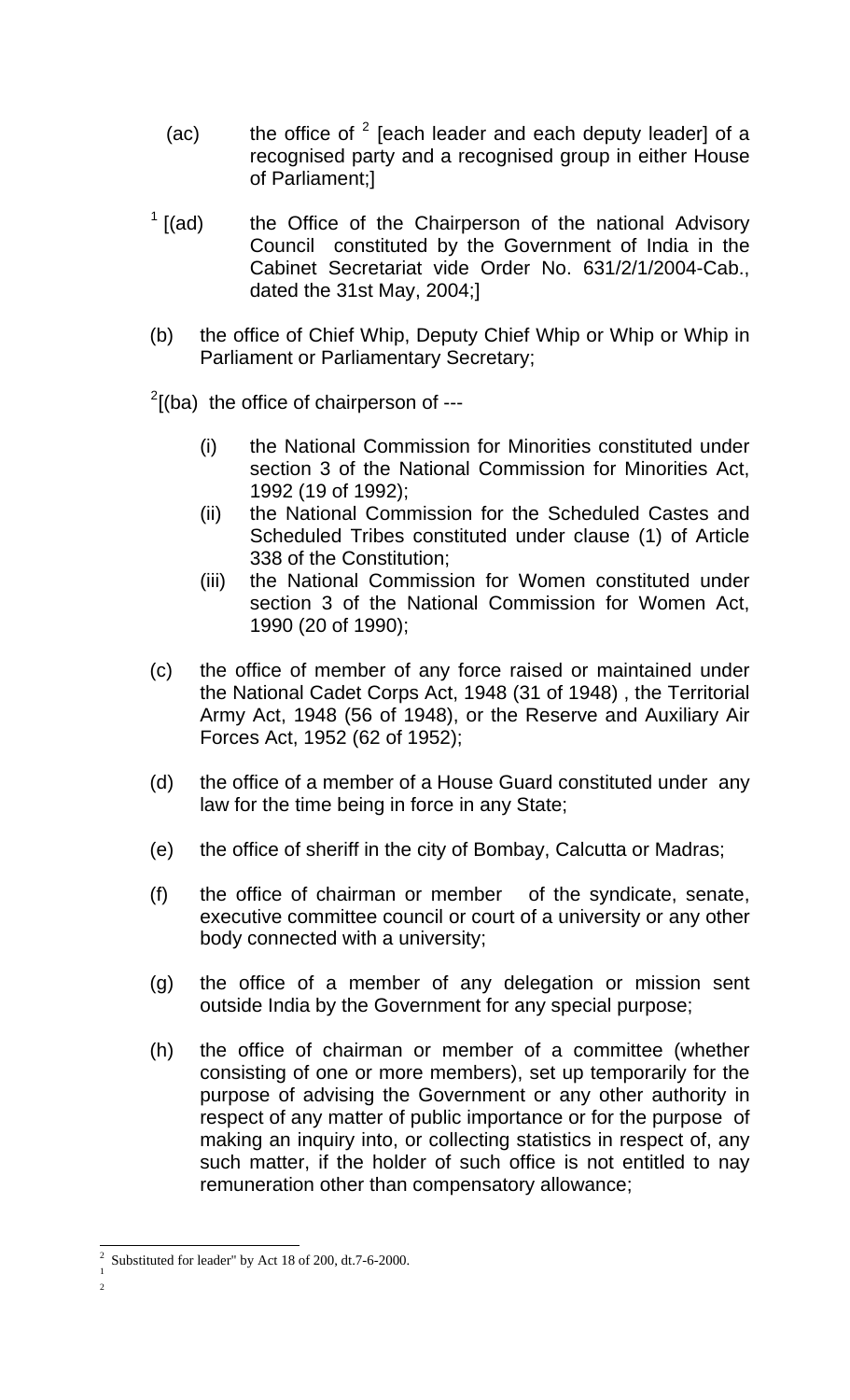(ac) the office of [2] [each leader and each deputy leader] of a recognised party and a recognised group in either House of Parliament;]

[1] [(ad) the Office of the Chairperson of the national Advisory Council constituted by the Government of India in the Cabinet Secretariat vide Order No. 631/2/1/2004-Cab., dated the 31st May, 2004;]

(b) the office of Chief Whip, Deputy Chief Whip or Whip or Whip in Parliament or Parliamentary Secretary;

[2][(ba) the office of chairperson of ---

(i) the National Commission for Minorities constituted under section 3 of the National Commission for Minorities Act, 1992 (19 of 1992);

(ii) the National Commission for the Scheduled Castes and Scheduled Tribes constituted under clause (1) of Article 338 of the Constitution;

(iii) the National Commission for Women constituted under section 3 of the National Commission for Women Act, 1990 (20 of 1990);

(c) the office of member of any force raised or maintained under the National Cadet Corps Act, 1948 (31 of 1948) , the Territorial Army Act, 1948 (56 of 1948), or the Reserve and Auxiliary Air Forces Act, 1952 (62 of 1952);

(d) the office of a member of a House Guard constituted under any law for the time being in force in any State;

(e) the office of sheriff in the city of Bombay, Calcutta or Madras;

(f) the office of chairman or member of the syndicate, senate, executive committee council or court of a university or any other body connected with a university;

(g) the office of a member of any delegation or mission sent outside India by the Government for any special purpose;

(h) the office of chairman or member of a committee (whether consisting of one or more members), set up temporarily for the purpose of advising the Government or any other authority in respect of any matter of public importance or for the purpose of making an inquiry into, or collecting statistics in respect of, any such matter, if the holder of such office is not entitled to nay remuneration other than compensatory allowance;

---

[2] Substituted for leader" by Act 18 of 200, dt.7-6-2000.

[1]

[2]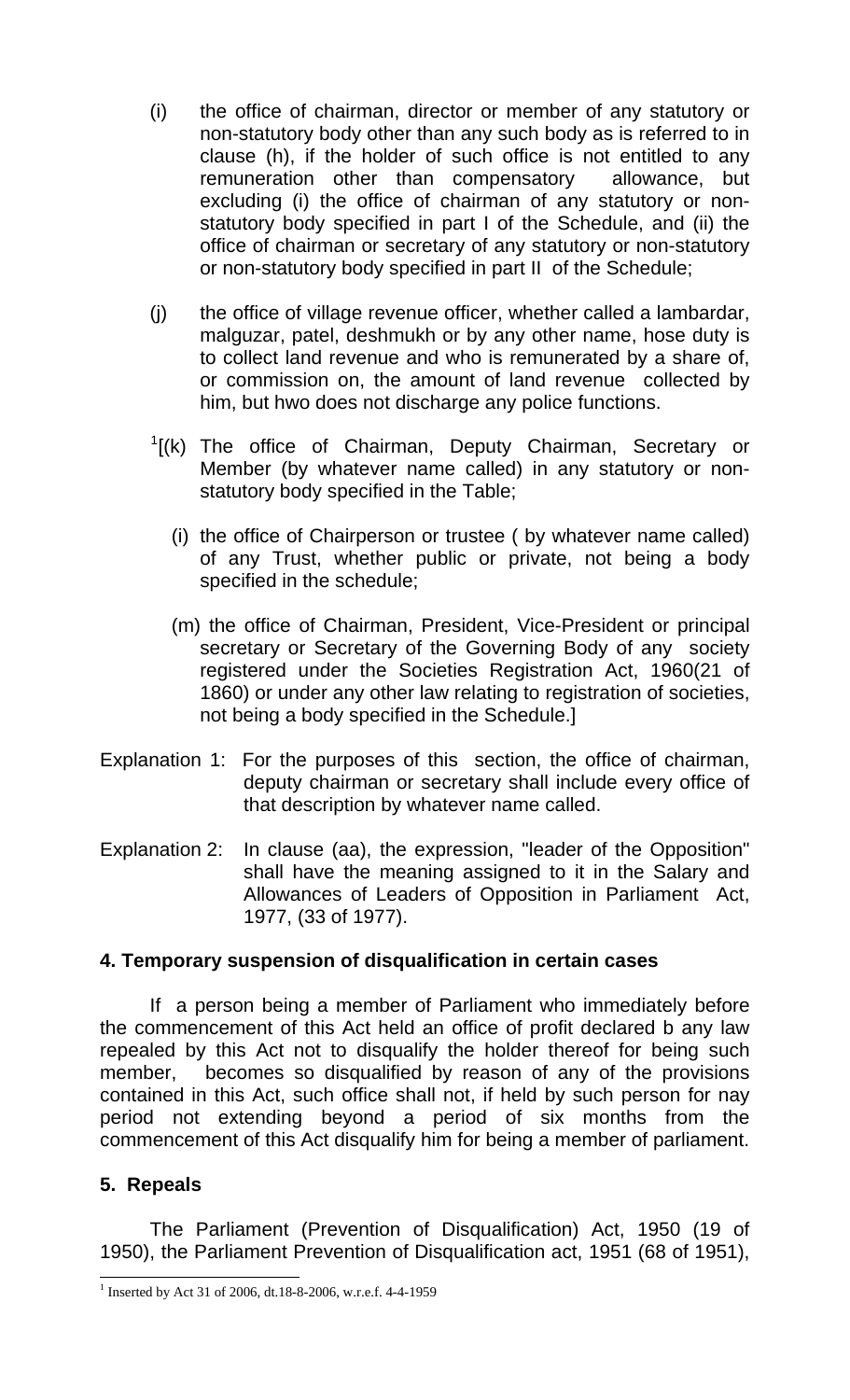(i) the office of chairman, director or member of any statutory or non-statutory body other than any such body as is referred to in clause (h), if the holder of such office is not entitled to any remuneration other than compensatory allowance, but excluding (i) the office of chairman of any statutory or non-statutory body specified in part I of the Schedule, and (ii) the office of chairman or secretary of any statutory or non-statutory or non-statutory body specified in part II of the Schedule;

(j) the office of village revenue officer, whether called a lambardar, malguzar, patel, deshmukh or by any other name, hose duty is to collect land revenue and who is remunerated by a share of, or commission on, the amount of land revenue collected by him, but hwo does not discharge any police functions.

[1][(k) The office of Chairman, Deputy Chairman, Secretary or Member (by whatever name called) in any statutory or non-statutory body specified in the Table;

(i) the office of Chairperson or trustee ( by whatever name called) of any Trust, whether public or private, not being a body specified in the schedule;

(m) the office of Chairman, President, Vice-President or principal secretary or Secretary of the Governing Body of any society registered under the Societies Registration Act, 1960(21 of 1860) or under any other law relating to registration of societies, not being a body specified in the Schedule.]

Explanation 1: For the purposes of this section, the office of chairman, deputy chairman or secretary shall include every office of that description by whatever name called.

Explanation 2: In clause (aa), the expression, "leader of the Opposition" shall have the meaning assigned to it in the Salary and Allowances of Leaders of Opposition in Parliament Act, 1977, (33 of 1977).

### 4. Temporary suspension of disqualification in certain cases

If a person being a member of Parliament who immediately before the commencement of this Act held an office of profit declared b any law repealed by this Act not to disqualify the holder thereof for being such member, becomes so disqualified by reason of any of the provisions contained in this Act, such office shall not, if held by such person for nay period not extending beyond a period of six months from the commencement of this Act disqualify him for being a member of parliament.

### 5. Repeals

The Parliament (Prevention of Disqualification) Act, 1950 (19 of 1950), the Parliament Prevention of Disqualification act, 1951 (68 of 1951),

---

[1] Inserted by Act 31 of 2006, dt.18-8-2006, w.r.e.f. 4-4-1959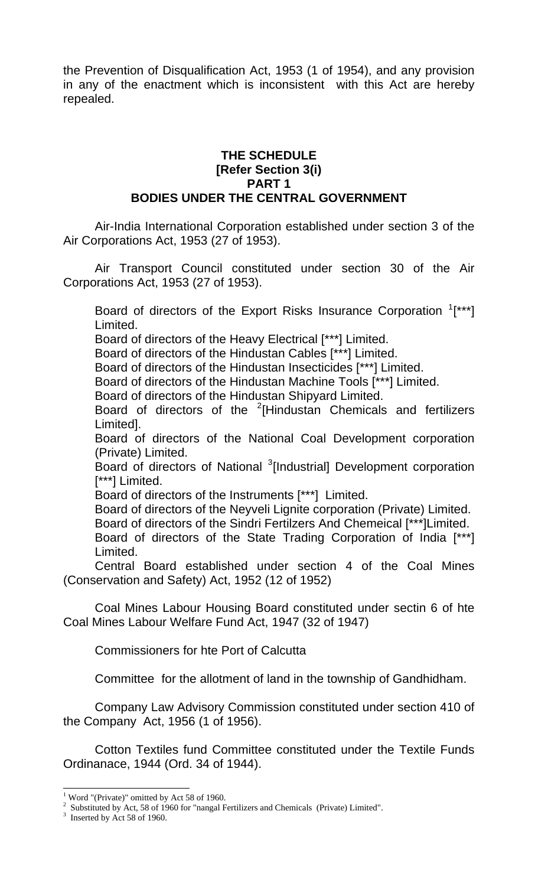the Prevention of Disqualification Act, 1953 (1 of 1954), and any provision in any of the enactment which is inconsistent with this Act are hereby repealed.

**THE SCHEDULE**
**[Refer Section 3(i)**
**PART 1**
**BODIES UNDER THE CENTRAL GOVERNMENT**

Air-India International Corporation established under section 3 of the Air Corporations Act, 1953 (27 of 1953).

Air Transport Council constituted under section 30 of the Air Corporations Act, 1953 (27 of 1953).

Board of directors of the Export Risks Insurance Corporation [1][***] Limited.
Board of directors of the Heavy Electrical [***] Limited.
Board of directors of the Hindustan Cables [***] Limited.
Board of directors of the Hindustan Insecticides [***] Limited.
Board of directors of the Hindustan Machine Tools [***] Limited.
Board of directors of the Hindustan Shipyard Limited.
Board of directors of the [2][Hindustan Chemicals and fertilizers Limited].
Board of directors of the National Coal Development corporation (Private) Limited.
Board of directors of National [3][Industrial] Development corporation [***] Limited.
Board of directors of the Instruments [***] Limited.
Board of directors of the Neyveli Lignite corporation (Private) Limited.
Board of directors of the Sindri Fertilzers And Chemeical [***]Limited.
Board of directors of the State Trading Corporation of India [***] Limited.
Central Board established under section 4 of the Coal Mines (Conservation and Safety) Act, 1952 (12 of 1952)

Coal Mines Labour Housing Board constituted under sectin 6 of hte Coal Mines Labour Welfare Fund Act, 1947 (32 of 1947)

Commissioners for hte Port of Calcutta

Committee for the allotment of land in the township of Gandhidham.

Company Law Advisory Commission constituted under section 410 of the Company Act, 1956 (1 of 1956).

Cotton Textiles fund Committee constituted under the Textile Funds Ordinanace, 1944 (Ord. 34 of 1944).

---

[1] Word "(Private)" omitted by Act 58 of 1960.
[2] Substituted by Act, 58 of 1960 for "nangal Fertilizers and Chemicals (Private) Limited".
[3] Inserted by Act 58 of 1960.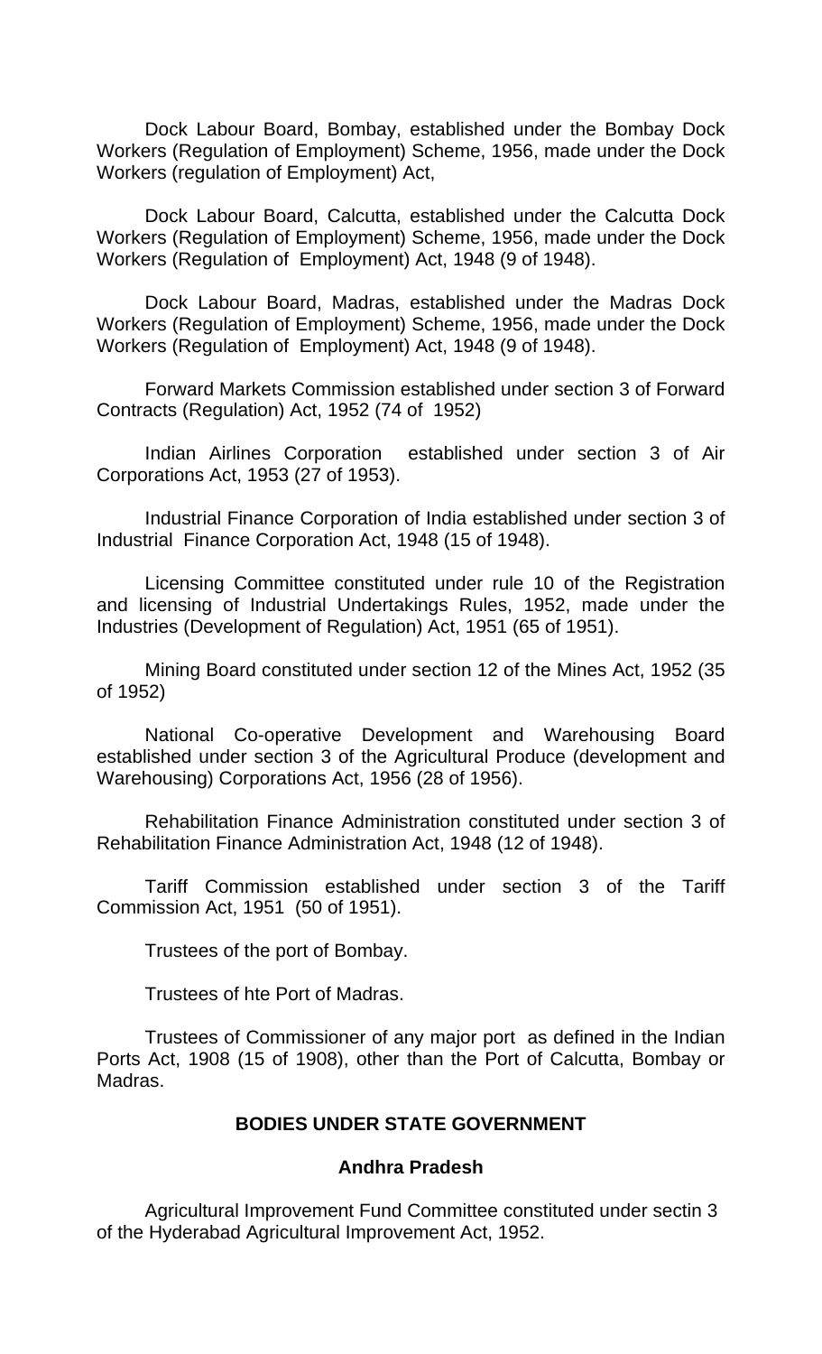Dock Labour Board, Bombay, established under the Bombay Dock Workers (Regulation of Employment) Scheme, 1956, made under the Dock Workers (regulation of Employment) Act,

Dock Labour Board, Calcutta, established under the Calcutta Dock Workers (Regulation of Employment) Scheme, 1956, made under the Dock Workers (Regulation of Employment) Act, 1948 (9 of 1948).

Dock Labour Board, Madras, established under the Madras Dock Workers (Regulation of Employment) Scheme, 1956, made under the Dock Workers (Regulation of Employment) Act, 1948 (9 of 1948).

Forward Markets Commission established under section 3 of Forward Contracts (Regulation) Act, 1952 (74 of 1952)

Indian Airlines Corporation established under section 3 of Air Corporations Act, 1953 (27 of 1953).

Industrial Finance Corporation of India established under section 3 of Industrial Finance Corporation Act, 1948 (15 of 1948).

Licensing Committee constituted under rule 10 of the Registration and licensing of Industrial Undertakings Rules, 1952, made under the Industries (Development of Regulation) Act, 1951 (65 of 1951).

Mining Board constituted under section 12 of the Mines Act, 1952 (35 of 1952)

National Co-operative Development and Warehousing Board established under section 3 of the Agricultural Produce (development and Warehousing) Corporations Act, 1956 (28 of 1956).

Rehabilitation Finance Administration constituted under section 3 of Rehabilitation Finance Administration Act, 1948 (12 of 1948).

Tariff Commission established under section 3 of the Tariff Commission Act, 1951 (50 of 1951).

Trustees of the port of Bombay.

Trustees of hte Port of Madras.

Trustees of Commissioner of any major port as defined in the Indian Ports Act, 1908 (15 of 1908), other than the Port of Calcutta, Bombay or Madras.

## BODIES UNDER STATE GOVERNMENT

### Andhra Pradesh

Agricultural Improvement Fund Committee constituted under sectin 3 of the Hyderabad Agricultural Improvement Act, 1952.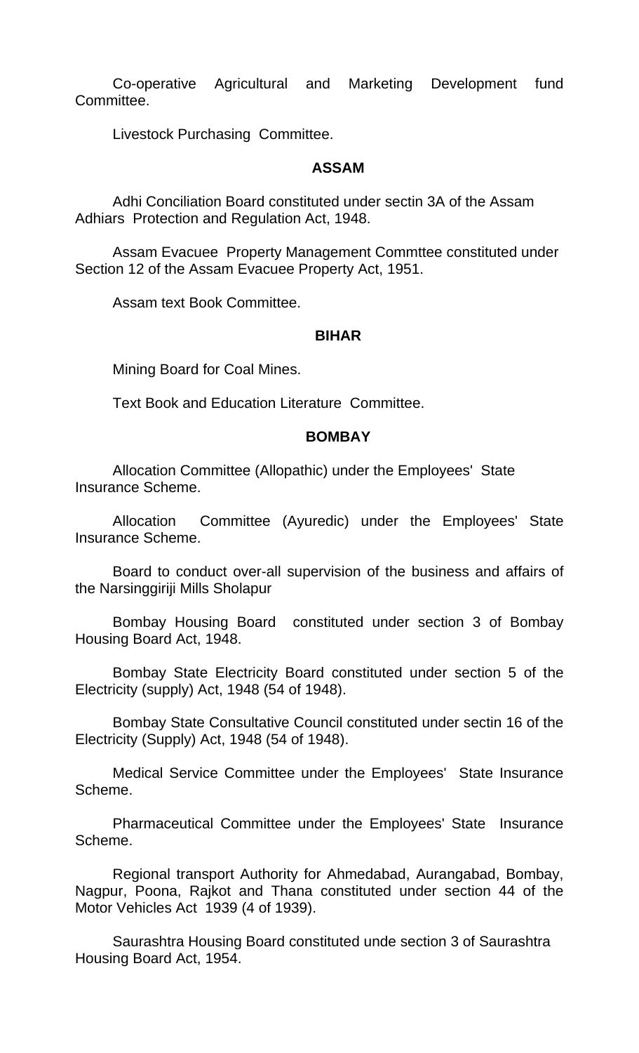Co-operative Agricultural and Marketing Development fund Committee.

Livestock Purchasing Committee.

**ASSAM**

Adhi Conciliation Board constituted under sectin 3A of the Assam Adhiars Protection and Regulation Act, 1948.

Assam Evacuee Property Management Commttee constituted under Section 12 of the Assam Evacuee Property Act, 1951.

Assam text Book Committee.

**BIHAR**

Mining Board for Coal Mines.

Text Book and Education Literature Committee.

**BOMBAY**

Allocation Committee (Allopathic) under the Employees' State Insurance Scheme.

Allocation Committee (Ayuredic) under the Employees' State Insurance Scheme.

Board to conduct over-all supervision of the business and affairs of the Narsinggiriji Mills Sholapur

Bombay Housing Board constituted under section 3 of Bombay Housing Board Act, 1948.

Bombay State Electricity Board constituted under section 5 of the Electricity (supply) Act, 1948 (54 of 1948).

Bombay State Consultative Council constituted under sectin 16 of the Electricity (Supply) Act, 1948 (54 of 1948).

Medical Service Committee under the Employees' State Insurance Scheme.

Pharmaceutical Committee under the Employees' State Insurance Scheme.

Regional transport Authority for Ahmedabad, Aurangabad, Bombay, Nagpur, Poona, Rajkot and Thana constituted under section 44 of the Motor Vehicles Act 1939 (4 of 1939).

Saurashtra Housing Board constituted unde section 3 of Saurashtra Housing Board Act, 1954.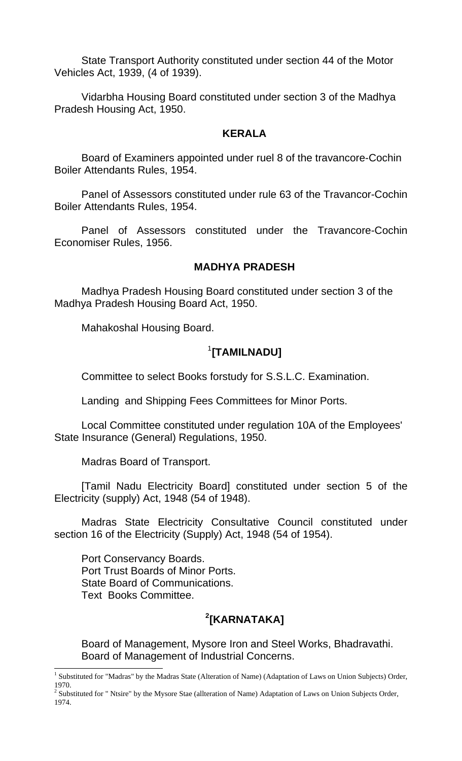State Transport Authority constituted under section 44 of the Motor Vehicles Act, 1939, (4 of 1939).

Vidarbha Housing Board constituted under section 3 of the Madhya Pradesh Housing Act, 1950.

**KERALA**

Board of Examiners appointed under ruel 8 of the travancore-Cochin Boiler Attendants Rules, 1954.

Panel of Assessors constituted under rule 63 of the Travancor-Cochin Boiler Attendants Rules, 1954.

Panel of Assessors constituted under the Travancore-Cochin Economiser Rules, 1956.

**MADHYA PRADESH**

Madhya Pradesh Housing Board constituted under section 3 of the Madhya Pradesh Housing Board Act, 1950.

Mahakoshal Housing Board.

[1]**[TAMILNADU]**

Committee to select Books forstudy for S.S.L.C. Examination.

Landing and Shipping Fees Committees for Minor Ports.

Local Committee constituted under regulation 10A of the Employees' State Insurance (General) Regulations, 1950.

Madras Board of Transport.

[Tamil Nadu Electricity Board] constituted under section 5 of the Electricity (supply) Act, 1948 (54 of 1948).

Madras State Electricity Consultative Council constituted under section 16 of the Electricity (Supply) Act, 1948 (54 of 1954).

Port Conservancy Boards.
Port Trust Boards of Minor Ports.
State Board of Communications.
Text Books Committee.

[2]**[KARNATAKA]**

Board of Management, Mysore Iron and Steel Works, Bhadravathi.
Board of Management of Industrial Concerns.

---

[1] Substituted for "Madras" by the Madras State (Alteration of Name) (Adaptation of Laws on Union Subjects) Order, 1970.

[2] Substituted for " Ntsire" by the Mysore Stae (allteration of Name) Adaptation of Laws on Union Subjects Order, 1974.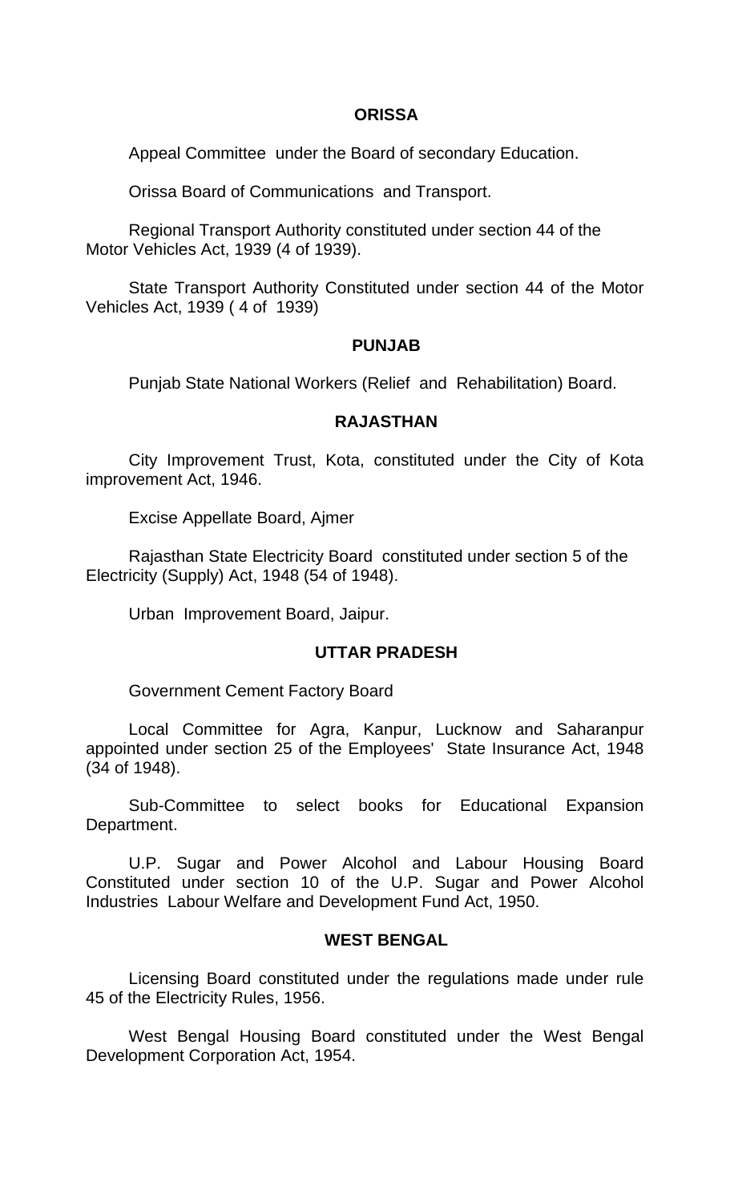## ORISSA

Appeal Committee under the Board of secondary Education.

Orissa Board of Communications and Transport.

Regional Transport Authority constituted under section 44 of the Motor Vehicles Act, 1939 (4 of 1939).

State Transport Authority Constituted under section 44 of the Motor Vehicles Act, 1939 ( 4 of 1939)

## PUNJAB

Punjab State National Workers (Relief and Rehabilitation) Board.

## RAJASTHAN

City Improvement Trust, Kota, constituted under the City of Kota improvement Act, 1946.

Excise Appellate Board, Ajmer

Rajasthan State Electricity Board constituted under section 5 of the Electricity (Supply) Act, 1948 (54 of 1948).

Urban Improvement Board, Jaipur.

## UTTAR PRADESH

Government Cement Factory Board

Local Committee for Agra, Kanpur, Lucknow and Saharanpur appointed under section 25 of the Employees' State Insurance Act, 1948 (34 of 1948).

Sub-Committee to select books for Educational Expansion Department.

U.P. Sugar and Power Alcohol and Labour Housing Board Constituted under section 10 of the U.P. Sugar and Power Alcohol Industries Labour Welfare and Development Fund Act, 1950.

## WEST BENGAL

Licensing Board constituted under the regulations made under rule 45 of the Electricity Rules, 1956.

West Bengal Housing Board constituted under the West Bengal Development Corporation Act, 1954.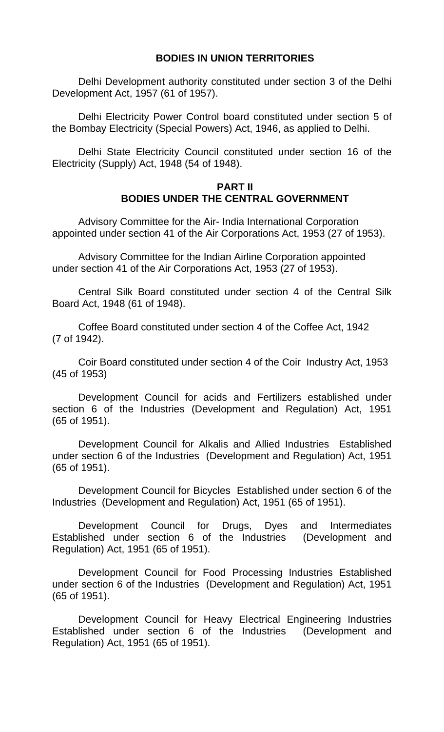### BODIES IN UNION TERRITORIES

Delhi Development authority constituted under section 3 of the Delhi Development Act, 1957 (61 of 1957).

Delhi Electricity Power Control board constituted under section 5 of the Bombay Electricity (Special Powers) Act, 1946, as applied to Delhi.

Delhi State Electricity Council constituted under section 16 of the Electricity (Supply) Act, 1948 (54 of 1948).

## PART II
## BODIES UNDER THE CENTRAL GOVERNMENT

Advisory Committee for the Air- India International Corporation appointed under section 41 of the Air Corporations Act, 1953 (27 of 1953).

Advisory Committee for the Indian Airline Corporation appointed under section 41 of the Air Corporations Act, 1953 (27 of 1953).

Central Silk Board constituted under section 4 of the Central Silk Board Act, 1948 (61 of 1948).

Coffee Board constituted under section 4 of the Coffee Act, 1942 (7 of 1942).

Coir Board constituted under section 4 of the Coir Industry Act, 1953 (45 of 1953)

Development Council for acids and Fertilizers established under section 6 of the Industries (Development and Regulation) Act, 1951 (65 of 1951).

Development Council for Alkalis and Allied Industries Established under section 6 of the Industries (Development and Regulation) Act, 1951 (65 of 1951).

Development Council for Bicycles Established under section 6 of the Industries (Development and Regulation) Act, 1951 (65 of 1951).

Development Council for Drugs, Dyes and Intermediates Established under section 6 of the Industries (Development and Regulation) Act, 1951 (65 of 1951).

Development Council for Food Processing Industries Established under section 6 of the Industries (Development and Regulation) Act, 1951 (65 of 1951).

Development Council for Heavy Electrical Engineering Industries Established under section 6 of the Industries (Development and Regulation) Act, 1951 (65 of 1951).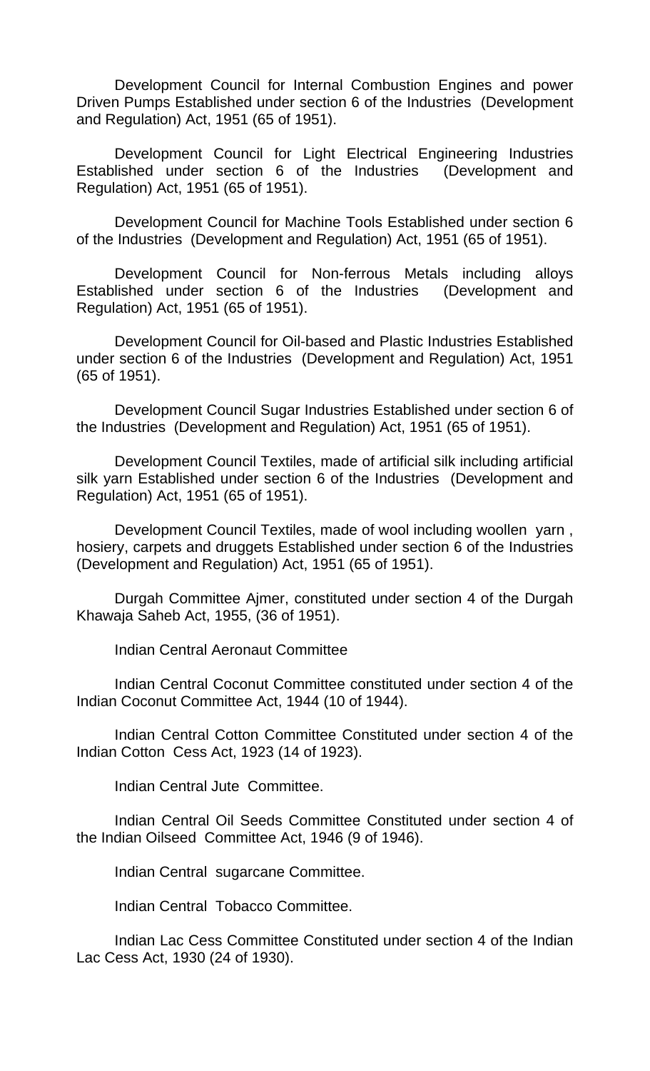Development Council for Internal Combustion Engines and power Driven Pumps Established under section 6 of the Industries (Development and Regulation) Act, 1951 (65 of 1951).

Development Council for Light Electrical Engineering Industries Established under section 6 of the Industries (Development and Regulation) Act, 1951 (65 of 1951).

Development Council for Machine Tools Established under section 6 of the Industries (Development and Regulation) Act, 1951 (65 of 1951).

Development Council for Non-ferrous Metals including alloys Established under section 6 of the Industries (Development and Regulation) Act, 1951 (65 of 1951).

Development Council for Oil-based and Plastic Industries Established under section 6 of the Industries (Development and Regulation) Act, 1951 (65 of 1951).

Development Council Sugar Industries Established under section 6 of the Industries (Development and Regulation) Act, 1951 (65 of 1951).

Development Council Textiles, made of artificial silk including artificial silk yarn Established under section 6 of the Industries (Development and Regulation) Act, 1951 (65 of 1951).

Development Council Textiles, made of wool including woollen yarn , hosiery, carpets and druggets Established under section 6 of the Industries (Development and Regulation) Act, 1951 (65 of 1951).

Durgah Committee Ajmer, constituted under section 4 of the Durgah Khawaja Saheb Act, 1955, (36 of 1951).

Indian Central Aeronaut Committee

Indian Central Coconut Committee constituted under section 4 of the Indian Coconut Committee Act, 1944 (10 of 1944).

Indian Central Cotton Committee Constituted under section 4 of the Indian Cotton Cess Act, 1923 (14 of 1923).

Indian Central Jute Committee.

Indian Central Oil Seeds Committee Constituted under section 4 of the Indian Oilseed Committee Act, 1946 (9 of 1946).

Indian Central sugarcane Committee.

Indian Central Tobacco Committee.

Indian Lac Cess Committee Constituted under section 4 of the Indian Lac Cess Act, 1930 (24 of 1930).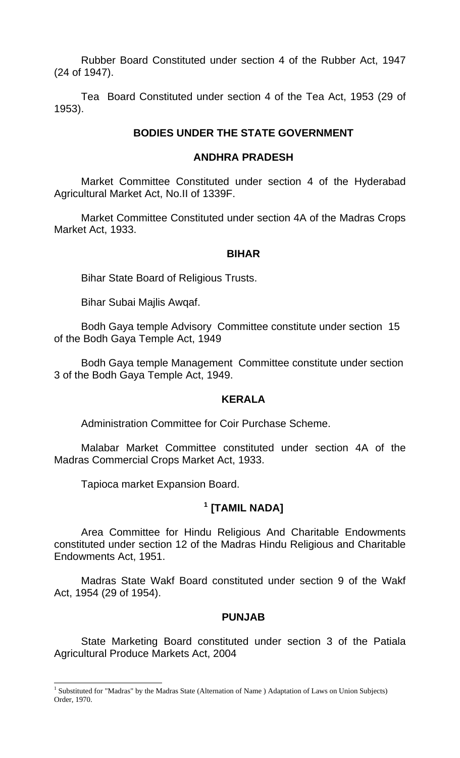Rubber Board Constituted under section 4 of the Rubber Act, 1947 (24 of 1947).

Tea Board Constituted under section 4 of the Tea Act, 1953 (29 of 1953).

## BODIES UNDER THE STATE GOVERNMENT

### ANDHRA PRADESH

Market Committee Constituted under section 4 of the Hyderabad Agricultural Market Act, No.II of 1339F.

Market Committee Constituted under section 4A of the Madras Crops Market Act, 1933.

### BIHAR

Bihar State Board of Religious Trusts.

Bihar Subai Majlis Awqaf.

Bodh Gaya temple Advisory Committee constitute under section 15 of the Bodh Gaya Temple Act, 1949

Bodh Gaya temple Management Committee constitute under section 3 of the Bodh Gaya Temple Act, 1949.

### KERALA

Administration Committee for Coir Purchase Scheme.

Malabar Market Committee constituted under section 4A of the Madras Commercial Crops Market Act, 1933.

Tapioca market Expansion Board.

### [1] [TAMIL NADA]

Area Committee for Hindu Religious And Charitable Endowments constituted under section 12 of the Madras Hindu Religious and Charitable Endowments Act, 1951.

Madras State Wakf Board constituted under section 9 of the Wakf Act, 1954 (29 of 1954).

### PUNJAB

State Marketing Board constituted under section 3 of the Patiala Agricultural Produce Markets Act, 2004

---

[1] Substituted for "Madras" by the Madras State (Alternation of Name ) Adaptation of Laws on Union Subjects) Order, 1970.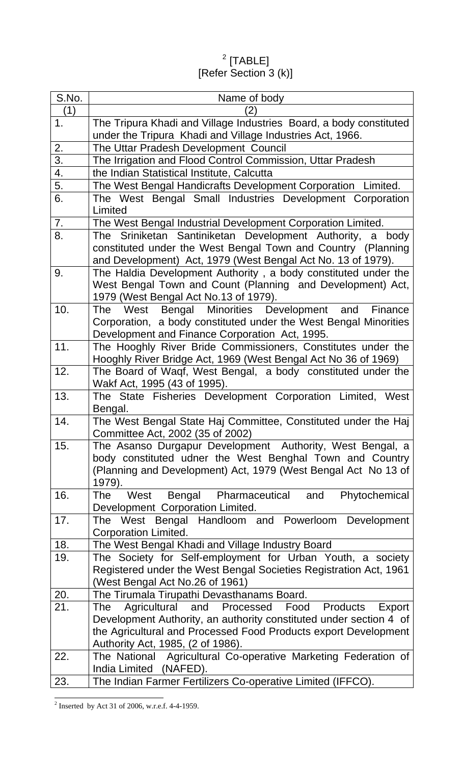[2] [TABLE]
[Refer Section 3 (k)]

| S.No. | Name of body |
|---|---|
| (1) | (2) |
| 1. | The Tripura Khadi and Village Industries Board, a body constituted under the Tripura Khadi and Village Industries Act, 1966. |
| 2. | The Uttar Pradesh Development Council |
| 3. | The Irrigation and Flood Control Commission, Uttar Pradesh |
| 4. | the Indian Statistical Institute, Calcutta |
| 5. | The West Bengal Handicrafts Development Corporation Limited. |
| 6. | The West Bengal Small Industries Development Corporation Limited |
| 7. | The West Bengal Industrial Development Corporation Limited. |
| 8. | The Sriniketan Santiniketan Development Authority, a body constituted under the West Bengal Town and Country (Planning and Development) Act, 1979 (West Bengal Act No. 13 of 1979). |
| 9. | The Haldia Development Authority , a body constituted under the West Bengal Town and Count (Planning and Development) Act, 1979 (West Bengal Act No.13 of 1979). |
| 10. | The West Bengal Minorities Development and Finance Corporation, a body constituted under the West Bengal Minorities Development and Finance Corporation Act, 1995. |
| 11. | The Hooghly River Bride Commissioners, Constitutes under the Hooghly River Bridge Act, 1969 (West Bengal Act No 36 of 1969) |
| 12. | The Board of Waqf, West Bengal, a body constituted under the Wakf Act, 1995 (43 of 1995). |
| 13. | The State Fisheries Development Corporation Limited, West Bengal. |
| 14. | The West Bengal State Haj Committee, Constituted under the Haj Committee Act, 2002 (35 of 2002) |
| 15. | The Asanso Durgapur Development Authority, West Bengal, a body constituted udner the West Benghal Town and Country (Planning and Development) Act, 1979 (West Bengal Act No 13 of 1979). |
| 16. | The West Bengal Pharmaceutical and Phytochemical Development Corporation Limited. |
| 17. | The West Bengal Handloom and Powerloom Development Corporation Limited. |
| 18. | The West Bengal Khadi and Village Industry Board |
| 19. | The Society for Self-employment for Urban Youth, a society Registered under the West Bengal Societies Registration Act, 1961 (West Bengal Act No.26 of 1961) |
| 20. | The Tirumala Tirupathi Devasthanams Board. |
| 21. | The Agricultural and Processed Food Products Export Development Authority, an authority constituted under section 4 of the Agricultural and Processed Food Products export Development Authority Act, 1985, (2 of 1986). |
| 22. | The National Agricultural Co-operative Marketing Federation of India Limited (NAFED). |
| 23. | The Indian Farmer Fertilizers Co-operative Limited (IFFCO). |

[2] Inserted by Act 31 of 2006, w.r.e.f. 4-4-1959.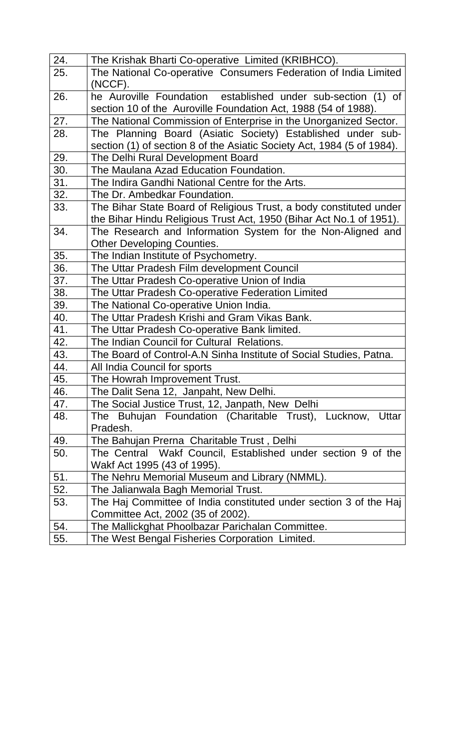| | |
|---|---|
| 24. | The Krishak Bharti Co-operative Limited (KRIBHCO). |
| 25. | The National Co-operative Consumers Federation of India Limited (NCCF). |
| 26. | he Auroville Foundation established under sub-section (1) of section 10 of the Auroville Foundation Act, 1988 (54 of 1988). |
| 27. | The National Commission of Enterprise in the Unorganized Sector. |
| 28. | The Planning Board (Asiatic Society) Established under sub-section (1) of section 8 of the Asiatic Society Act, 1984 (5 of 1984). |
| 29. | The Delhi Rural Development Board |
| 30. | The Maulana Azad Education Foundation. |
| 31. | The Indira Gandhi National Centre for the Arts. |
| 32. | The Dr. Ambedkar Foundation. |
| 33. | The Bihar State Board of Religious Trust, a body constituted under the Bihar Hindu Religious Trust Act, 1950 (Bihar Act No.1 of 1951). |
| 34. | The Research and Information System for the Non-Aligned and Other Developing Counties. |
| 35. | The Indian Institute of Psychometry. |
| 36. | The Uttar Pradesh Film development Council |
| 37. | The Uttar Pradesh Co-operative Union of India |
| 38. | The Uttar Pradesh Co-operative Federation Limited |
| 39. | The National Co-operative Union India. |
| 40. | The Uttar Pradesh Krishi and Gram Vikas Bank. |
| 41. | The Uttar Pradesh Co-operative Bank limited. |
| 42. | The Indian Council for Cultural Relations. |
| 43. | The Board of Control-A.N Sinha Institute of Social Studies, Patna. |
| 44. | All India Council for sports |
| 45. | The Howrah Improvement Trust. |
| 46. | The Dalit Sena 12, Janpaht, New Delhi. |
| 47. | The Social Justice Trust, 12, Janpath, New Delhi |
| 48. | The Buhujan Foundation (Charitable Trust), Lucknow, Uttar Pradesh. |
| 49. | The Bahujan Prerna Charitable Trust , Delhi |
| 50. | The Central Wakf Council, Established under section 9 of the Wakf Act 1995 (43 of 1995). |
| 51. | The Nehru Memorial Museum and Library (NMML). |
| 52. | The Jalianwala Bagh Memorial Trust. |
| 53. | The Haj Committee of India constituted under section 3 of the Haj Committee Act, 2002 (35 of 2002). |
| 54. | The Mallickghat Phoolbazar Parichalan Committee. |
| 55. | The West Bengal Fisheries Corporation Limited. |